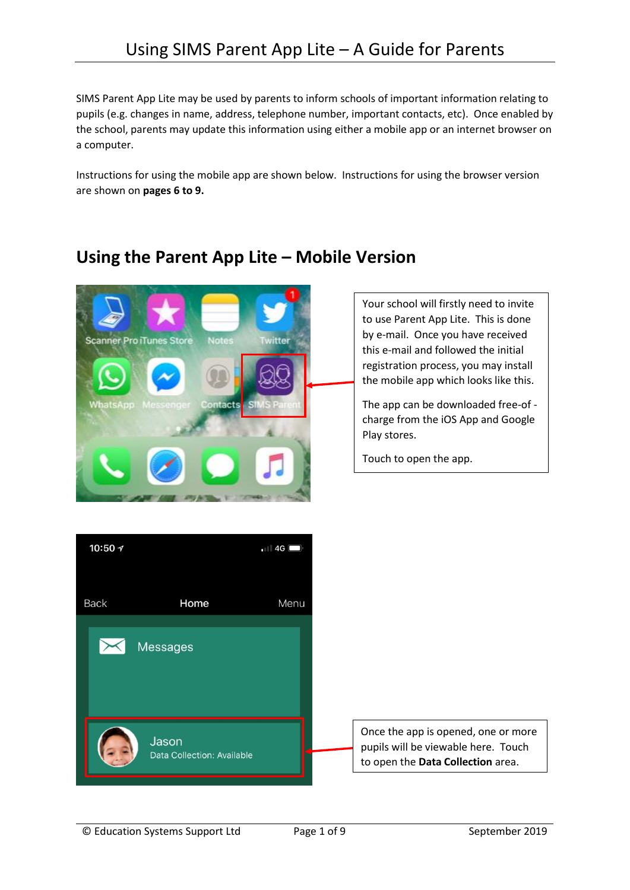# Using SIMS Parent App Lite – A Guide for Parents

SIMS Parent App Lite may be used by parents to inform schools of important information relating to pupils (e.g. changes in name, address, telephone number, important contacts, etc). Once enabled by the school, parents may update this information using either a mobile app or an internet browser on a computer.

Instructions for using the mobile app are shown below. Instructions for using the browser version are shown on **pages 6 to 9.**

## Using the Parent App Lite – Mobile Version

Your school will firstly need to invite to use Parent App Lite. This is done by e-mail. Once you have received this e-mail and followed the initial registration process, you may install the mobile app which looks like this.

The app can be downloaded free-of -charge from the iOS App and Google Play stores.

Touch to open the app.

Once the app is opened, one or more pupils will be viewable here. Touch to open the **Data Collection** area.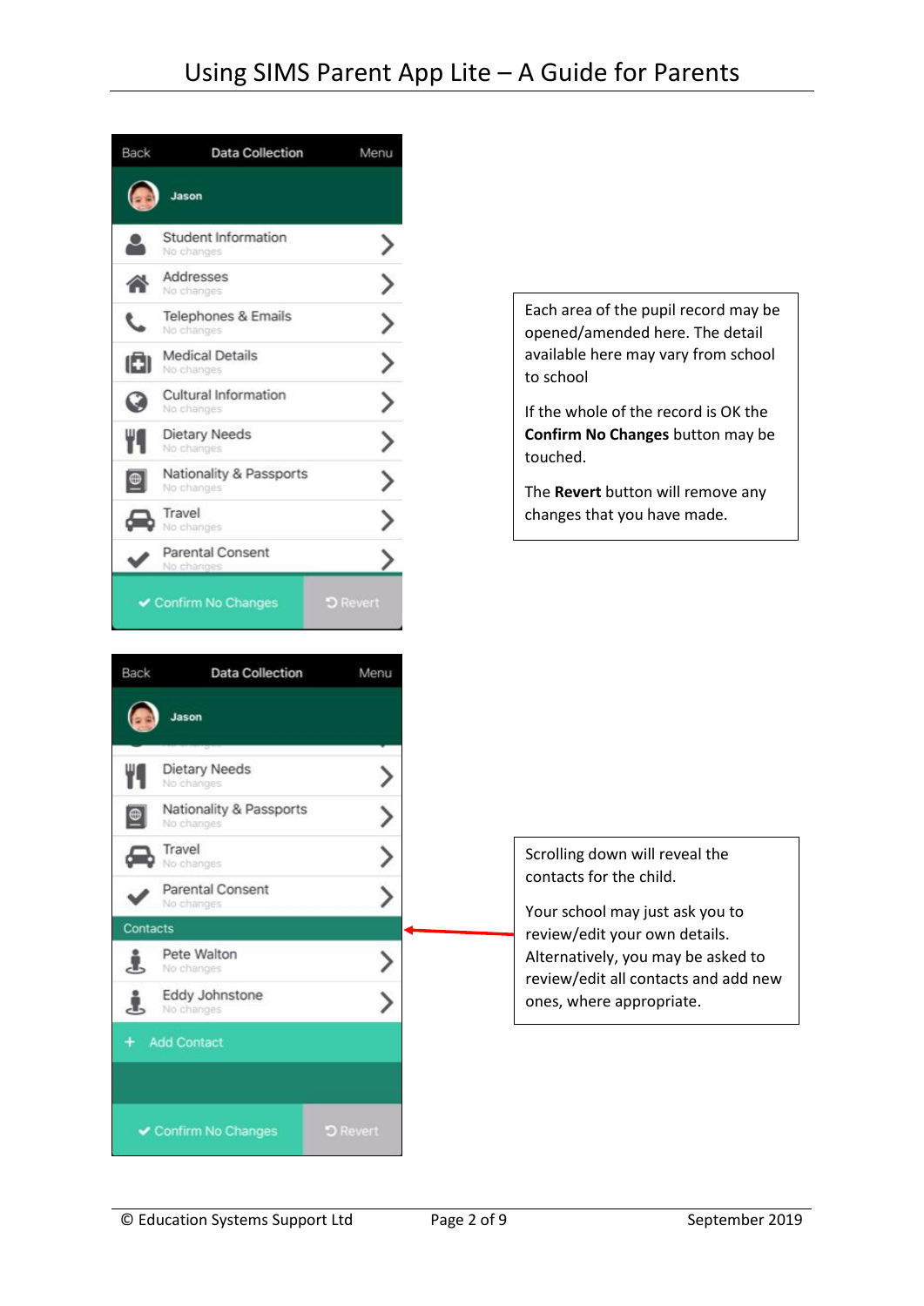| Back | Data Collection | Menu |
| --- | --- | --- |

**Jason**

- Student Information — No changes
- Addresses — No changes
- Telephones & Emails — No changes
- Medical Details — No changes
- Cultural Information — No changes
- Dietary Needs — No changes
- Nationality & Passports — No changes
- Travel — No changes
- Parental Consent — No changes

✔ Confirm No Changes | Revert

Each area of the pupil record may be opened/amended here. The detail available here may vary from school to school

If the whole of the record is OK the **Confirm No Changes** button may be touched.

The **Revert** button will remove any changes that you have made.

| Back | Data Collection | Menu |
| --- | --- | --- |

**Jason**

- Dietary Needs — No changes
- Nationality & Passports — No changes
- Travel — No changes
- Parental Consent — No changes

Contacts

- Pete Walton — No changes
- Eddy Johnstone — No changes

+ Add Contact

✔ Confirm No Changes | Revert

Scrolling down will reveal the contacts for the child.

Your school may just ask you to review/edit your own details. Alternatively, you may be asked to review/edit all contacts and add new ones, where appropriate.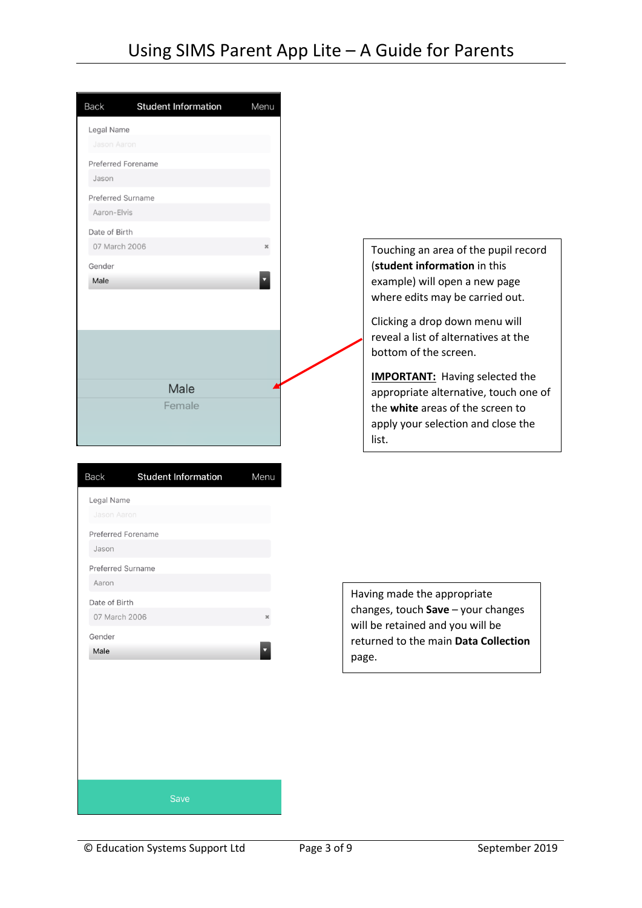Back **Student Information** Menu

Legal Name

Jason Aaron

Preferred Forename

Jason

Preferred Surname

Aaron-Elvis

Date of Birth

07 March 2006

Gender

Male

Male

Female

Touching an area of the pupil record (**student information** in this example) will open a new page where edits may be carried out.

Clicking a drop down menu will reveal a list of alternatives at the bottom of the screen.

**IMPORTANT:** Having selected the appropriate alternative, touch one of the **white** areas of the screen to apply your selection and close the list.

Back **Student Information** Menu

Legal Name

Jason Aaron

Preferred Forename

Jason

Preferred Surname

Aaron

Date of Birth

07 March 2006

Gender

Male

Save

Having made the appropriate changes, touch **Save** – your changes will be retained and you will be returned to the main **Data Collection** page.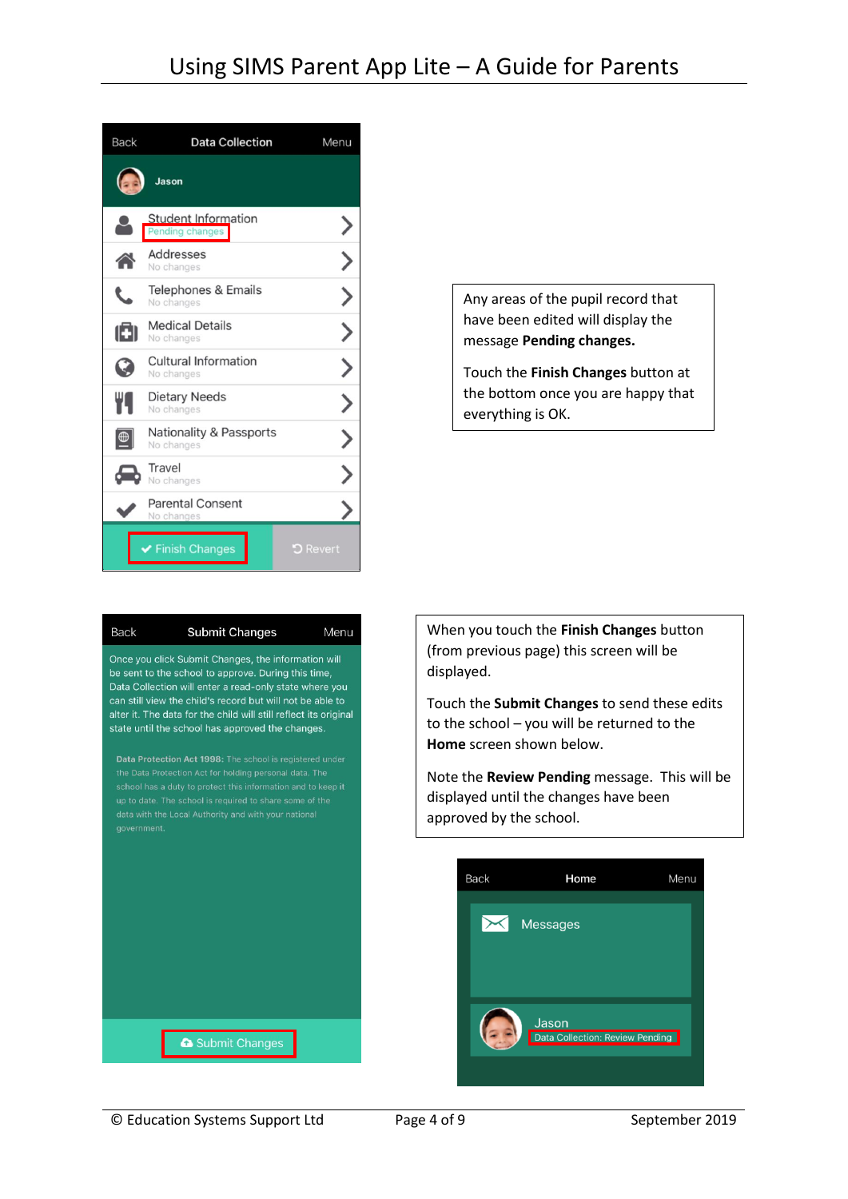Back Data Collection Menu

Jason

Student Information
Pending changes

Addresses
No changes

Telephones & Emails
No changes

Medical Details
No changes

Cultural Information
No changes

Dietary Needs
No changes

Nationality & Passports
No changes

Travel
No changes

Parental Consent
No changes

Finish Changes | Revert

Any areas of the pupil record that have been edited will display the message **Pending changes.**

Touch the **Finish Changes** button at the bottom once you are happy that everything is OK.

Back Submit Changes Menu

Once you click Submit Changes, the information will be sent to the school to approve. During this time, Data Collection will enter a read-only state where you can still view the child's record but will not be able to alter it. The data for the child will still reflect its original state until the school has approved the changes.

**Data Protection Act 1998:** The school is registered under the Data Protection Act for holding personal data. The school has a duty to protect this information and to keep it up to date. The school is required to share some of the data with the Local Authority and with your national government.

Submit Changes

When you touch the **Finish Changes** button (from previous page) this screen will be displayed.

Touch the **Submit Changes** to send these edits to the school – you will be returned to the **Home** screen shown below.

Note the **Review Pending** message. This will be displayed until the changes have been approved by the school.

Back Home Menu

Messages

Jason
Data Collection: Review Pending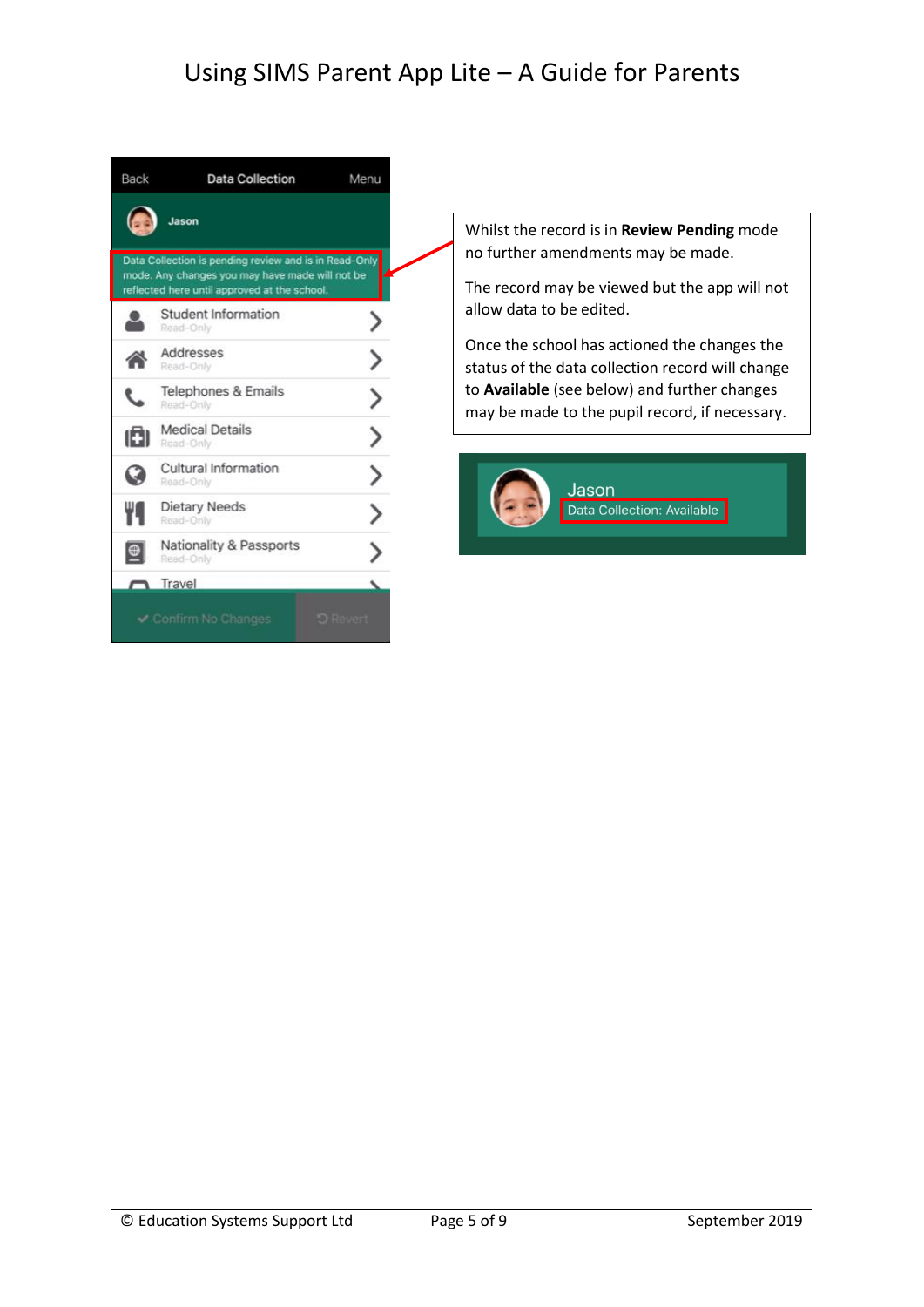Whilst the record is in **Review Pending** mode no further amendments may be made.

The record may be viewed but the app will not allow data to be edited.

Once the school has actioned the changes the status of the data collection record will change to **Available** (see below) and further changes may be made to the pupil record, if necessary.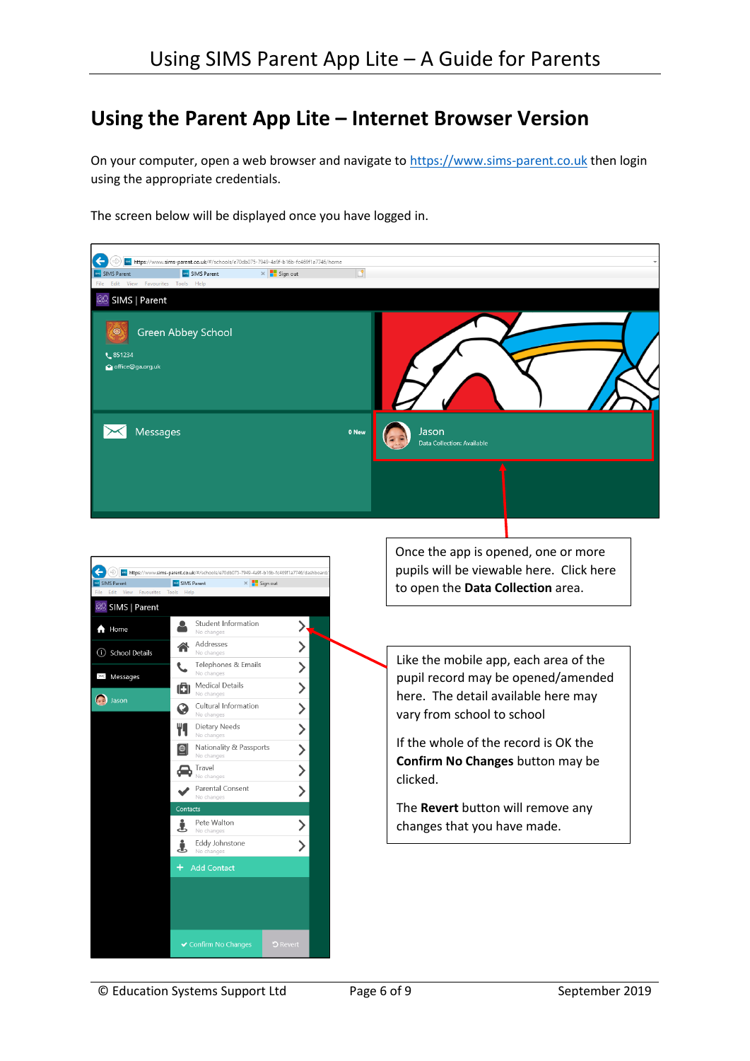## Using the Parent App Lite – Internet Browser Version

On your computer, open a web browser and navigate to https://www.sims-parent.co.uk then login using the appropriate credentials.

The screen below will be displayed once you have logged in.

Once the app is opened, one or more pupils will be viewable here. Click here to open the **Data Collection** area.

Like the mobile app, each area of the pupil record may be opened/amended here. The detail available here may vary from school to school

If the whole of the record is OK the **Confirm No Changes** button may be clicked.

The **Revert** button will remove any changes that you have made.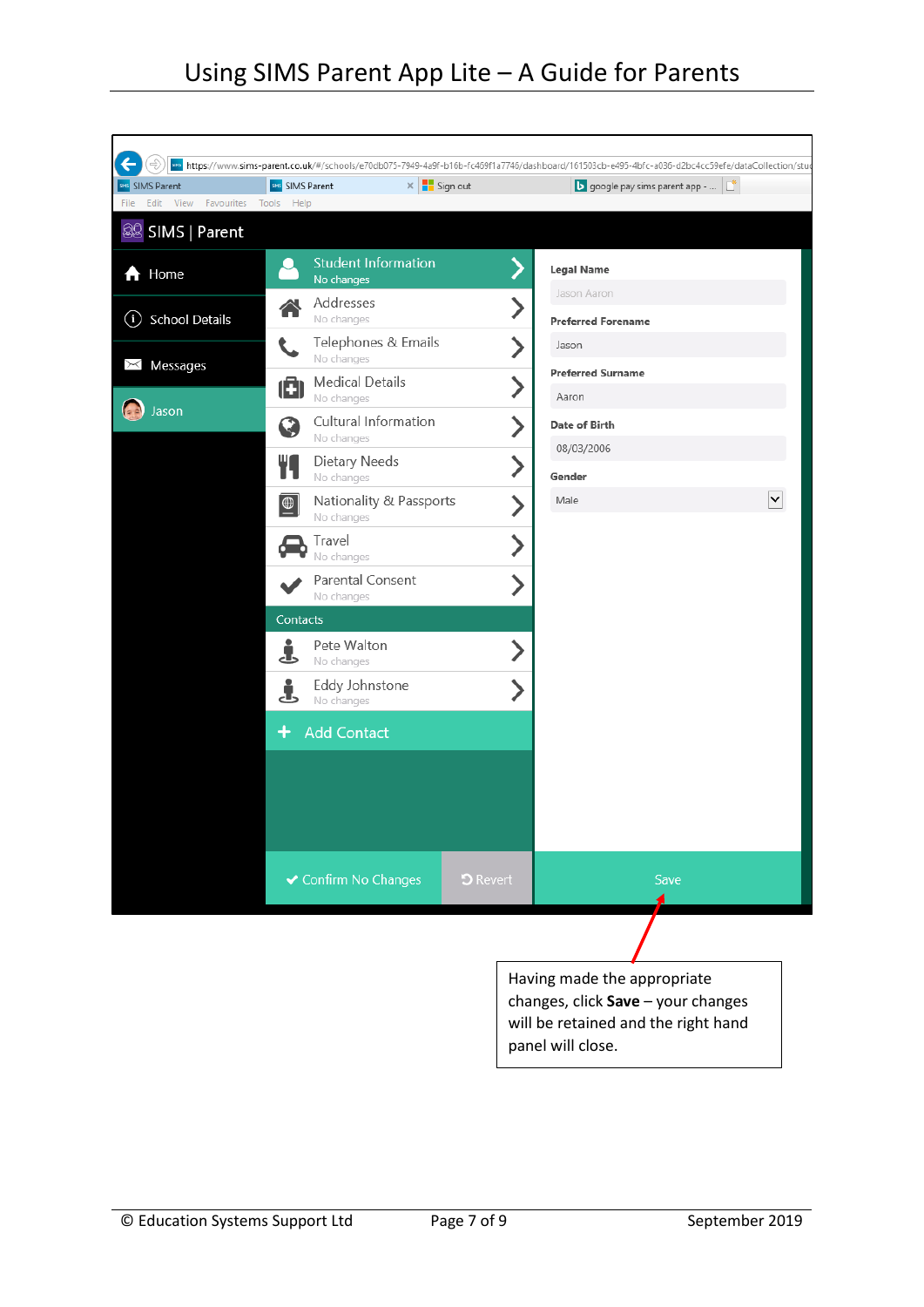Having made the appropriate changes, click **Save** – your changes will be retained and the right hand panel will close.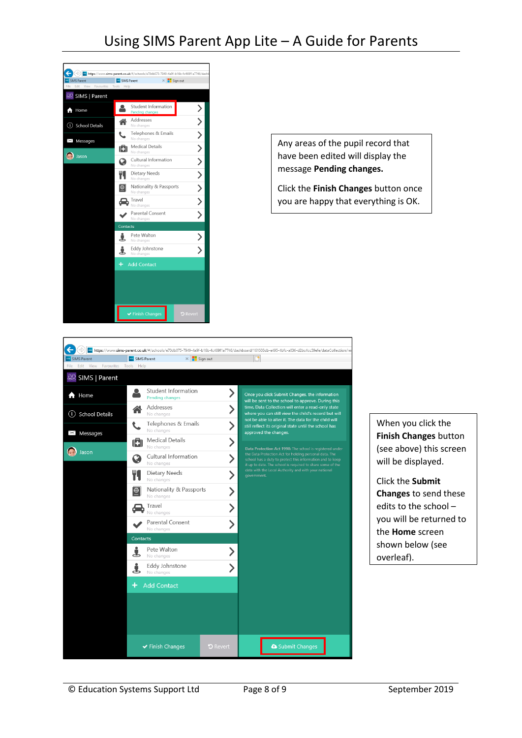Any areas of the pupil record that have been edited will display the message **Pending changes.**

Click the **Finish Changes** button once you are happy that everything is OK.

When you click the **Finish Changes** button (see above) this screen will be displayed.

Click the **Submit Changes** to send these edits to the school – you will be returned to the **Home** screen shown below (see overleaf).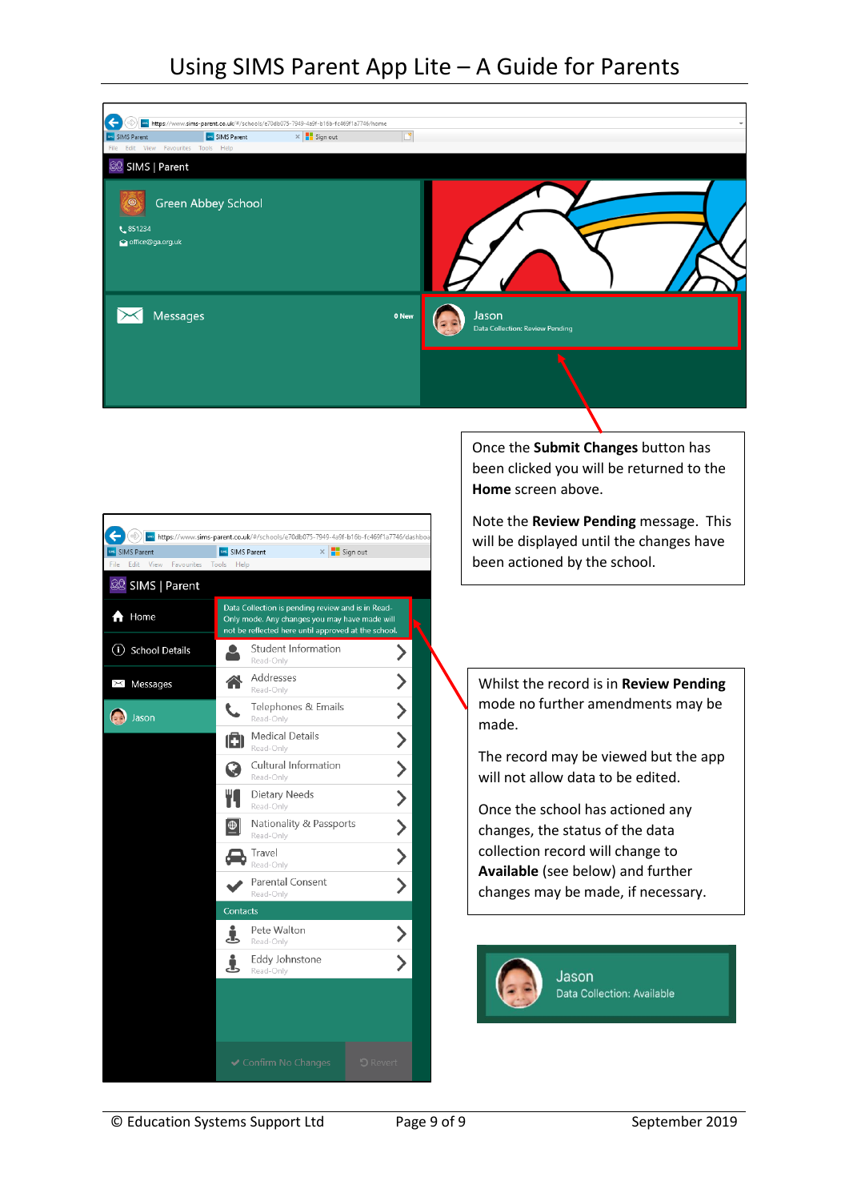Once the **Submit Changes** button has been clicked you will be returned to the **Home** screen above.

Note the **Review Pending** message. This will be displayed until the changes have been actioned by the school.

Whilst the record is in **Review Pending** mode no further amendments may be made.

The record may be viewed but the app will not allow data to be edited.

Once the school has actioned any changes, the status of the data collection record will change to **Available** (see below) and further changes may be made, if necessary.